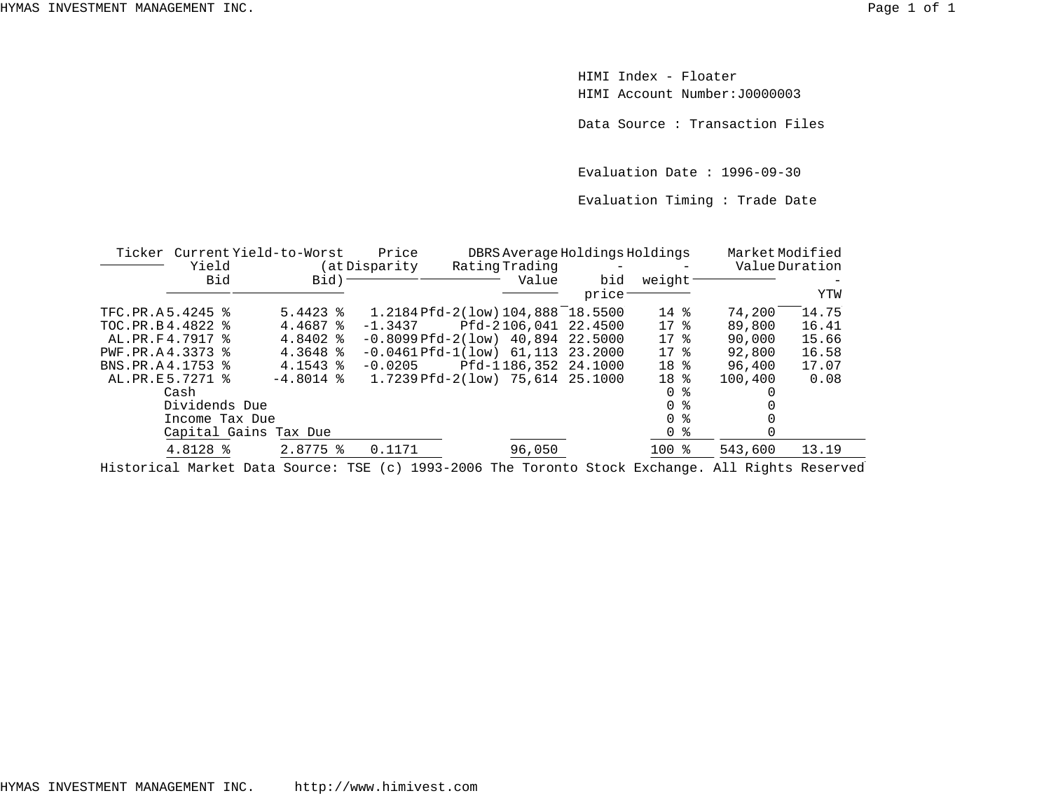HIMI Index - Floater
HIMI Account Number:J0000003

Data Source : Transaction Files

Evaluation Date : 1996-09-30

Evaluation Timing : Trade Date

| Ticker | Current Yield Bid | Yield-to-Worst (at Bid) | Price Disparity | DBRS Rating | Average Trading Value | Holdings - bid price | Holdings - weight | Market Value | Modified Duration - YTW |
|---|---|---|---|---|---|---|---|---|---|
| TFC.PR.A | 5.4245 % | 5.4423 % | 1.2184 | Pfd-2(low) | 104,888 | 18.5500 | 14 % | 74,200 | 14.75 |
| TOC.PR.B | 4.4822 % | 4.4687 % | -1.3437 | Pfd-2 | 106,041 | 22.4500 | 17 % | 89,800 | 16.41 |
| AL.PR.F | 4.7917 % | 4.8402 % | -0.8099 | Pfd-2(low) | 40,894 | 22.5000 | 17 % | 90,000 | 15.66 |
| PWF.PR.A | 4.3373 % | 4.3648 % | -0.0461 | Pfd-1(low) | 61,113 | 23.2000 | 17 % | 92,800 | 16.58 |
| BNS.PR.A | 4.1753 % | 4.1543 % | -0.0205 | Pfd-1 | 186,352 | 24.1000 | 18 % | 96,400 | 17.07 |
| AL.PR.E | 5.7271 % | -4.8014 % | 1.7239 | Pfd-2(low) | 75,614 | 25.1000 | 18 % | 100,400 | 0.08 |
| | Cash | | | | | | 0 % | 0 | |
| | Dividends Due | | | | | | 0 % | 0 | |
| | Income Tax Due | | | | | | 0 % | 0 | |
| | Capital Gains Tax Due | | | | | | 0 % | 0 | |
| | 4.8128 % | 2.8775 % | 0.1171 | | 96,050 | | 100 % | 543,600 | 13.19 |

Historical Market Data Source: TSE (c) 1993-2006 The Toronto Stock Exchange. All Rights Reserved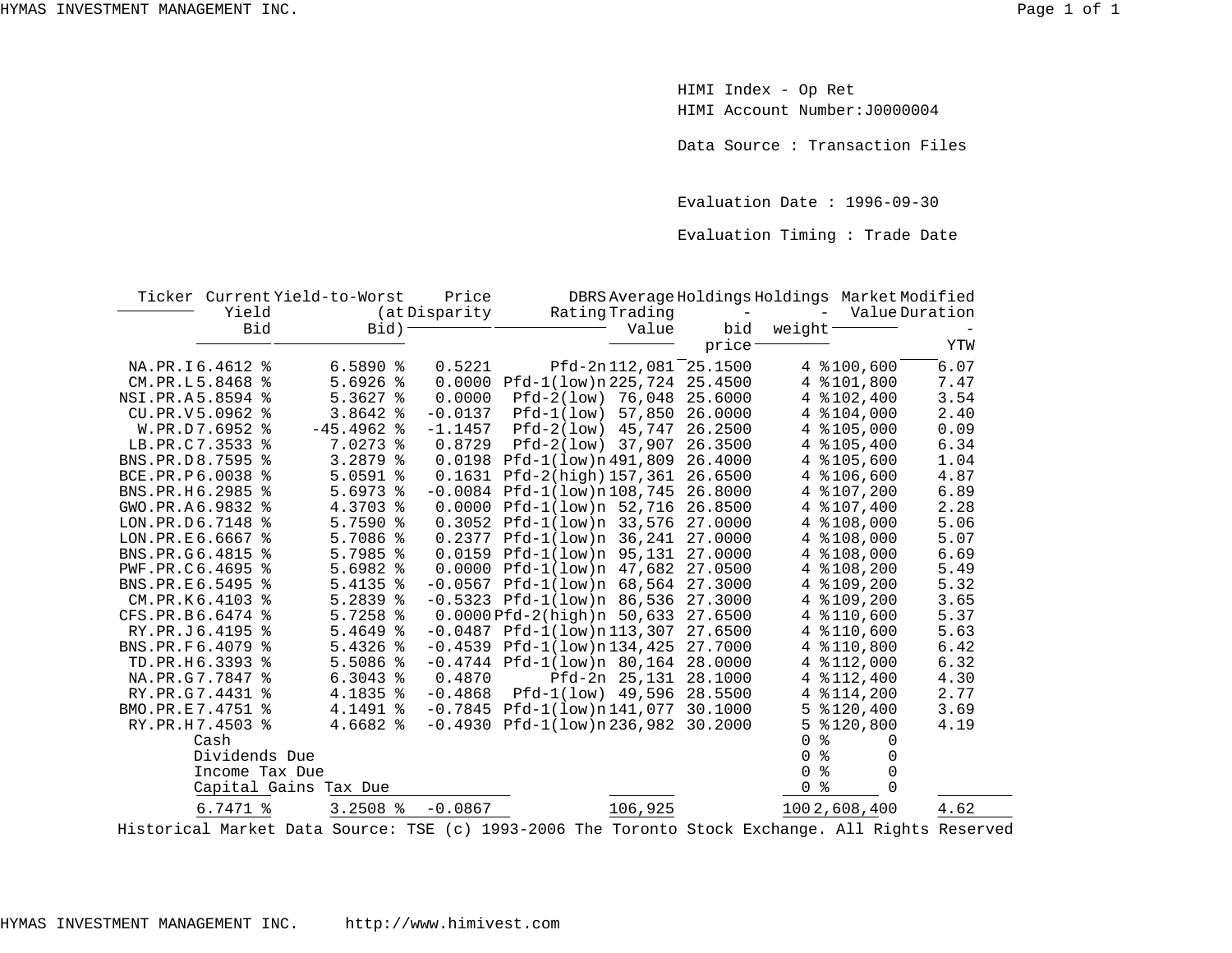HIMI Index - Op Ret
HIMI Account Number:J0000004

Data Source : Transaction Files

Evaluation Date : 1996-09-30

Evaluation Timing : Trade Date

| Ticker | Current Yield Bid | Yield-to-Worst (at Bid) | Price Disparity | DBRS Rating | Average Trading Value | Holdings - bid price | Holdings - weight | Market Value | Modified Duration - YTW |
|---|---|---|---|---|---|---|---|---|---|
| NA.PR.I | 6.4612 % | 6.5890 % | 0.5221 | Pfd-2n | 112,081 | 25.1500 | 4 % | 100,600 | 6.07 |
| CM.PR.L | 5.8468 % | 5.6926 % | 0.0000 | Pfd-1(low)n | 225,724 | 25.4500 | 4 % | 101,800 | 7.47 |
| NSI.PR.A | 5.8594 % | 5.3627 % | 0.0000 | Pfd-2(low) | 76,048 | 25.6000 | 4 % | 102,400 | 3.54 |
| CU.PR.V | 5.0962 % | 3.8642 % | -0.0137 | Pfd-1(low) | 57,850 | 26.0000 | 4 % | 104,000 | 2.40 |
| W.PR.D | 7.6952 % | -45.4962 % | -1.1457 | Pfd-2(low) | 45,747 | 26.2500 | 4 % | 105,000 | 0.09 |
| LB.PR.C | 7.3533 % | 7.0273 % | 0.8729 | Pfd-2(low) | 37,907 | 26.3500 | 4 % | 105,400 | 6.34 |
| BNS.PR.D | 8.7595 % | 3.2879 % | 0.0198 | Pfd-1(low)n | 491,809 | 26.4000 | 4 % | 105,600 | 1.04 |
| BCE.PR.P | 6.0038 % | 5.0591 % | 0.1631 | Pfd-2(high) | 157,361 | 26.6500 | 4 % | 106,600 | 4.87 |
| BNS.PR.H | 6.2985 % | 5.6973 % | -0.0084 | Pfd-1(low)n | 108,745 | 26.8000 | 4 % | 107,200 | 6.89 |
| GWO.PR.A | 6.9832 % | 4.3703 % | 0.0000 | Pfd-1(low)n | 52,716 | 26.8500 | 4 % | 107,400 | 2.28 |
| LON.PR.D | 6.7148 % | 5.7590 % | 0.3052 | Pfd-1(low)n | 33,576 | 27.0000 | 4 % | 108,000 | 5.06 |
| LON.PR.E | 6.6667 % | 5.7086 % | 0.2377 | Pfd-1(low)n | 36,241 | 27.0000 | 4 % | 108,000 | 5.07 |
| BNS.PR.G | 6.4815 % | 5.7985 % | 0.0159 | Pfd-1(low)n | 95,131 | 27.0000 | 4 % | 108,000 | 6.69 |
| PWF.PR.C | 6.4695 % | 5.6982 % | 0.0000 | Pfd-1(low)n | 47,682 | 27.0500 | 4 % | 108,200 | 5.49 |
| BNS.PR.E | 6.5495 % | 5.4135 % | -0.0567 | Pfd-1(low)n | 68,564 | 27.3000 | 4 % | 109,200 | 5.32 |
| CM.PR.K | 6.4103 % | 5.2839 % | -0.5323 | Pfd-1(low)n | 86,536 | 27.3000 | 4 % | 109,200 | 3.65 |
| CFS.PR.B | 6.6474 % | 5.7258 % | 0.0000 | Pfd-2(high)n | 50,633 | 27.6500 | 4 % | 110,600 | 5.37 |
| RY.PR.J | 6.4195 % | 5.4649 % | -0.0487 | Pfd-1(low)n | 113,307 | 27.6500 | 4 % | 110,600 | 5.63 |
| BNS.PR.F | 6.4079 % | 5.4326 % | -0.4539 | Pfd-1(low)n | 134,425 | 27.7000 | 4 % | 110,800 | 6.42 |
| TD.PR.H | 6.3393 % | 5.5086 % | -0.4744 | Pfd-1(low)n | 80,164 | 28.0000 | 4 % | 112,000 | 6.32 |
| NA.PR.G | 7.7847 % | 6.3043 % | 0.4870 | Pfd-2n | 25,131 | 28.1000 | 4 % | 112,400 | 4.30 |
| RY.PR.G | 7.4431 % | 4.1835 % | -0.4868 | Pfd-1(low) | 49,596 | 28.5500 | 4 % | 114,200 | 2.77 |
| BMO.PR.E | 7.4751 % | 4.1491 % | -0.7845 | Pfd-1(low)n | 141,077 | 30.1000 | 5 % | 120,400 | 3.69 |
| RY.PR.H | 7.4503 % | 4.6682 % | -0.4930 | Pfd-1(low)n | 236,982 | 30.2000 | 5 % | 120,800 | 4.19 |
| | Cash | | | | | | 0 % | 0 | |
| | Dividends Due | | | | | | 0 % | 0 | |
| | Income Tax Due | | | | | | 0 % | 0 | |
| | Capital Gains Tax Due | | | | | | 0 % | 0 | |
| | 6.7471 % | 3.2508 % | -0.0867 | | 106,925 | | 100 | 2,608,400 | 4.62 |

Historical Market Data Source: TSE (c) 1993-2006 The Toronto Stock Exchange. All Rights Reserved

HYMAS INVESTMENT MANAGEMENT INC. http://www.himivest.com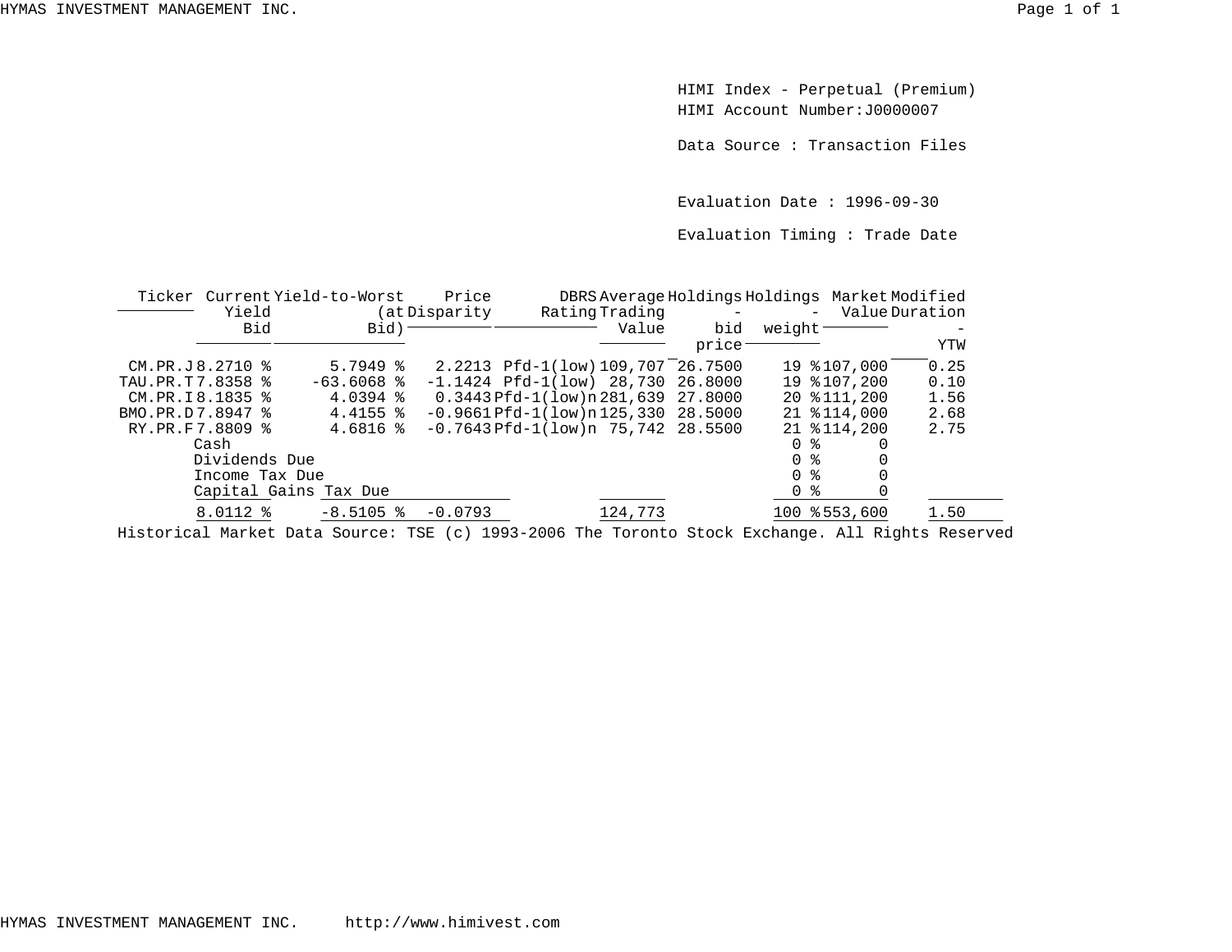HIMI Index - Perpetual (Premium)
HIMI Account Number:J0000007

Data Source : Transaction Files

Evaluation Date : 1996-09-30

Evaluation Timing : Trade Date

| Ticker | Current Yield Bid | Yield-to-Worst (at Bid) | Price Disparity | DBRS Rating | Average Trading Value | Holdings - bid price | Holdings - weight | Market Value | Modified Duration - YTW |
|---|---|---|---|---|---|---|---|---|---|
| CM.PR.J | 8.2710 % | 5.7949 % | 2.2213 | Pfd-1(low) | 109,707 | 26.7500 | 19 % | 107,000 | 0.25 |
| TAU.PR.T | 7.8358 % | -63.6068 % | -1.1424 | Pfd-1(low) | 28,730 | 26.8000 | 19 % | 107,200 | 0.10 |
| CM.PR.I | 8.1835 % | 4.0394 % | 0.3443 | Pfd-1(low)n | 281,639 | 27.8000 | 20 % | 111,200 | 1.56 |
| BMO.PR.D | 7.8947 % | 4.4155 % | -0.9661 | Pfd-1(low)n | 125,330 | 28.5000 | 21 % | 114,000 | 2.68 |
| RY.PR.F | 7.8809 % | 4.6816 % | -0.7643 | Pfd-1(low)n | 75,742 | 28.5500 | 21 % | 114,200 | 2.75 |
| | Cash | | | | | | 0 % | 0 | |
| | Dividends Due | | | | | | 0 % | 0 | |
| | Income Tax Due | | | | | | 0 % | 0 | |
| | Capital Gains Tax Due | | | | | | 0 % | 0 | |
| | 8.0112 % | -8.5105 % | -0.0793 | | 124,773 | | 100 % | 553,600 | 1.50 |

Historical Market Data Source: TSE (c) 1993-2006 The Toronto Stock Exchange. All Rights Reserved

HYMAS INVESTMENT MANAGEMENT INC. http://www.himivest.com